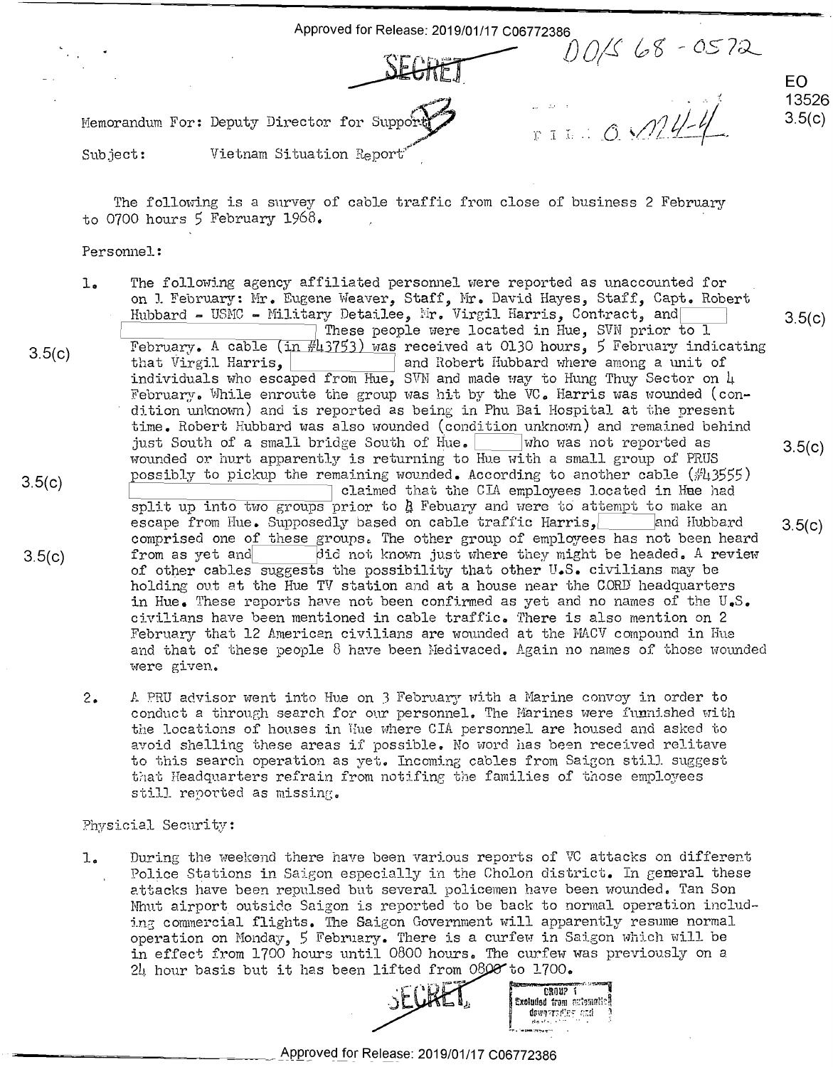SECRET

DOS 68-0572

FILE 0 M4-4

EO 13526 3.5(c)

Memorandum For: Deputy Director for Support

Subject: Vietnam Situation Report

The following is a survey of cable traffic from close of business 2 February to 0700 hours 5 February 1968.

Personnel:

1. The following agency affiliated personnel were reported as unaccounted for on 1 February: Mr. Eugene Weaver, Staff, Mr. David Hayes, Staff, Capt. Robert Hubbard - USMC - Military Detailee, Mr. Virgil Harris, Contract, and [ ] [ ] These people were located in Hue, SVN prior to 1 February. A cable (in #43753) was received at 0130 hours, 5 February indicating that Virgil Harris, [ ] and Robert Hubbard where among a unit of individuals who escaped from Hue, SVN and made way to Hung Thuy Sector on 4 February. While enroute the group was hit by the VC. Harris was wounded (condition unknown) and is reported as being in Phu Bai Hospital at the present time. Robert Hubbard was also wounded (condition unknown) and remained behind just South of a small bridge South of Hue. [ ] who was not reported as wounded or hurt apparently is returning to Hue with a small group of PRUS possibly to pickup the remaining wounded. According to another cable (#43555) [ ] claimed that the CIA employees located in Hue had split up into two groups prior to 4 Febuary and were to attempt to make an escape from Hue. Supposedly based on cable traffic Harris, [ ] and Hubbard comprised one of these groups. The other group of employees has not been heard from as yet and [ ] did not known just where they might be headed. A review of other cables suggests the possibility that other U.S. civilians may be holding out at the Hue TV station and at a house near the CORD headquarters in Hue. These reports have not been confirmed as yet and no names of the U.S. civilians have been mentioned in cable traffic. There is also mention on 2 February that 12 American civilians are wounded at the MACV compound in Hue and that of these people 8 have been Medivaced. Again no names of those wounded were given.

2. A PRU advisor went into Hue on 3 February with a Marine convoy in order to conduct a through search for our personnel. The Marines were furnished with the locations of houses in Hue where CIA personnel are housed and asked to avoid shelling these areas if possible. No word has been received relitave to this search operation as yet. Incoming cables from Saigon still suggest that Headquarters refrain from notifing the families of those employees still reported as missing.

Physicial Security:

1. During the weekend there have been various reports of VC attacks on different Police Stations in Saigon especially in the Cholon district. In general these attacks have been repulsed but several policemen have been wounded. Tan Son Nhut airport outside Saigon is reported to be back to normal operation including commercial flights. The Saigon Government will apparently resume normal operation on Monday, 5 February. There is a curfew in Saigon which will be in effect from 1700 hours until 0800 hours. The curfew was previously on a 24 hour basis but it has been lifted from 0800 to 1700.

SECRET

GROUP 1
Excluded from automatic downgrading and declassification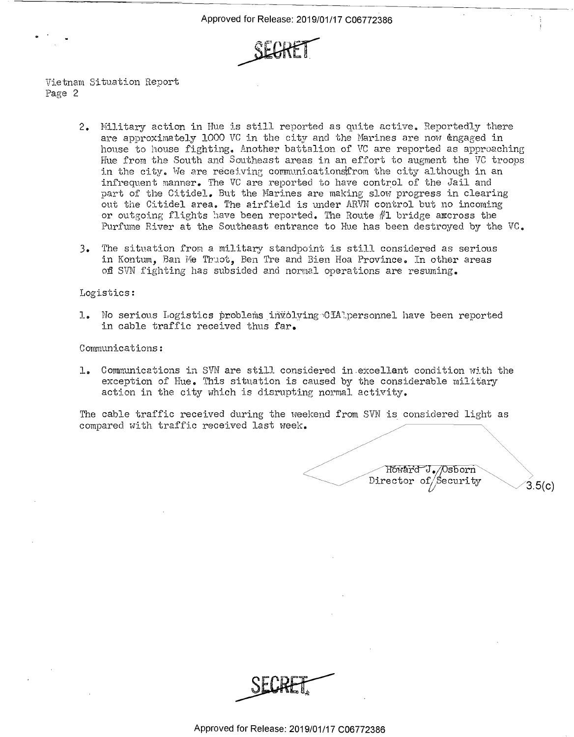SECRET

Vietnam Situation Report
Page 2

2. Military action in Hue is still reported as quite active. Reportedly there are approximately 1000 VC in the city and the Marines are now engaged in house to house fighting. Another battalion of VC are reported as approaching Hue from the South and Southeast areas in an effort to augment the VC troops in the city. We are receiving communications from the city although in an infrequent manner. The VC are reported to have control of the Jail and part of the Citidel. But the Marines are making slow progress in clearing out the Citidel area. The airfield is under ARVN control but no incoming or outgoing flights have been reported. The Route #1 bridge across the Purfume River at the Southeast entrance to Hue has been destroyed by the VC.

3. The situation from a military standpoint is still considered as serious in Kontum, Ban Me Thuot, Ben Tre and Bien Hoa Province. In other areas of SVN fighting has subsided and normal operations are resuming.

Logistics:

1. No serious Logistics problems involving CIA personnel have been reported in cable traffic received thus far.

Communications:

1. Communications in SVN are still considered in excellant condition with the exception of Hue. This situation is caused by the considerable military action in the city which is disrupting normal activity.

The cable traffic received during the weekend from SVN is considered light as compared with traffic received last week.

Howard J. Osborn
Director of Security

3.5(c)

SECRET